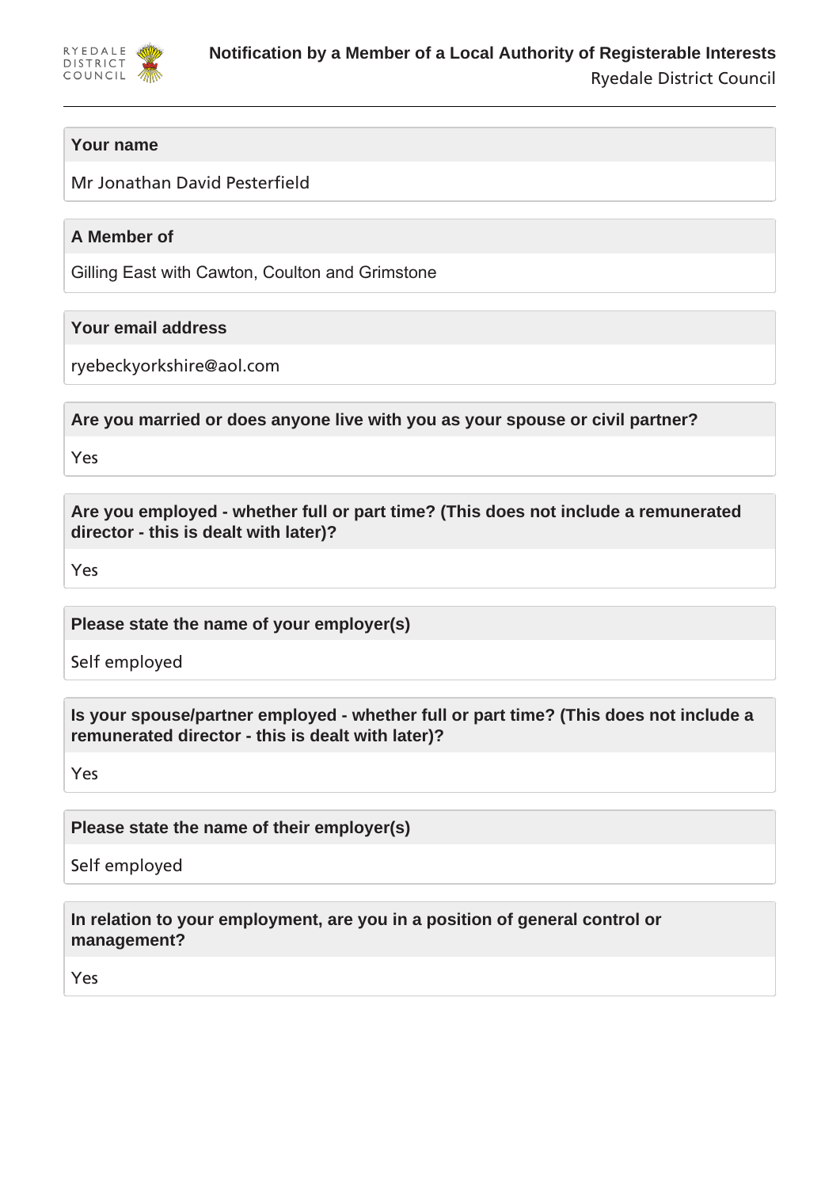# Notification by a Member of a Local Authority of Registerable Interests

Ryedale District Council

**Your name**

Mr Jonathan David Pesterfield

**A Member of**

Gilling East with Cawton, Coulton and Grimstone

**Your email address**

ryebeckyorkshire@aol.com

**Are you married or does anyone live with you as your spouse or civil partner?**

Yes

**Are you employed - whether full or part time? (This does not include a remunerated director - this is dealt with later)?**

Yes

**Please state the name of your employer(s)**

Self employed

**Is your spouse/partner employed - whether full or part time? (This does not include a remunerated director - this is dealt with later)?**

Yes

**Please state the name of their employer(s)**

Self employed

**In relation to your employment, are you in a position of general control or management?**

Yes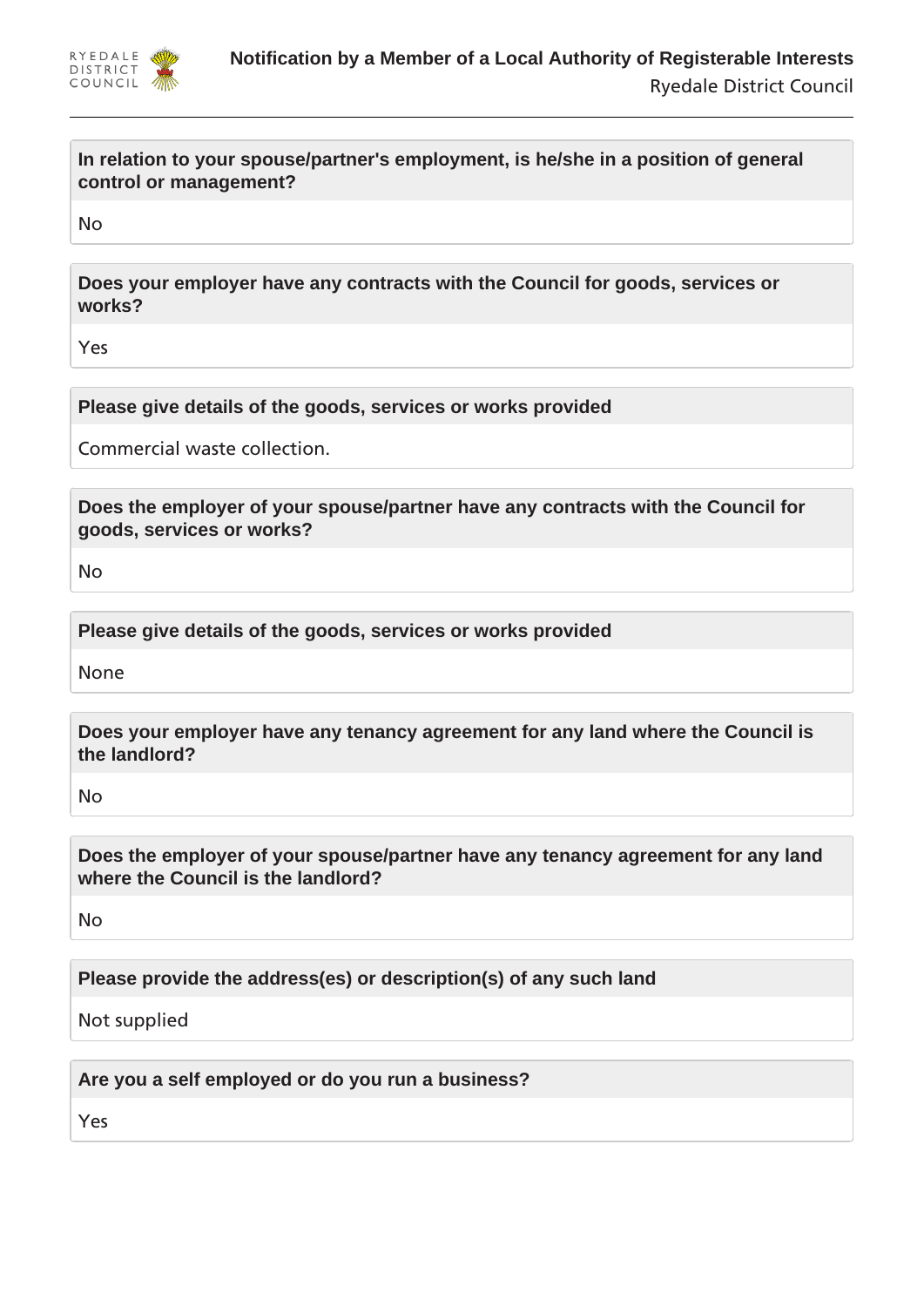**In relation to your spouse/partner's employment, is he/she in a position of general control or management?**

No

**Does your employer have any contracts with the Council for goods, services or works?**

Yes

**Please give details of the goods, services or works provided**

Commercial waste collection.

**Does the employer of your spouse/partner have any contracts with the Council for goods, services or works?**

No

**Please give details of the goods, services or works provided**

None

**Does your employer have any tenancy agreement for any land where the Council is the landlord?**

No

**Does the employer of your spouse/partner have any tenancy agreement for any land where the Council is the landlord?**

No

**Please provide the address(es) or description(s) of any such land**

Not supplied

**Are you a self employed or do you run a business?**

Yes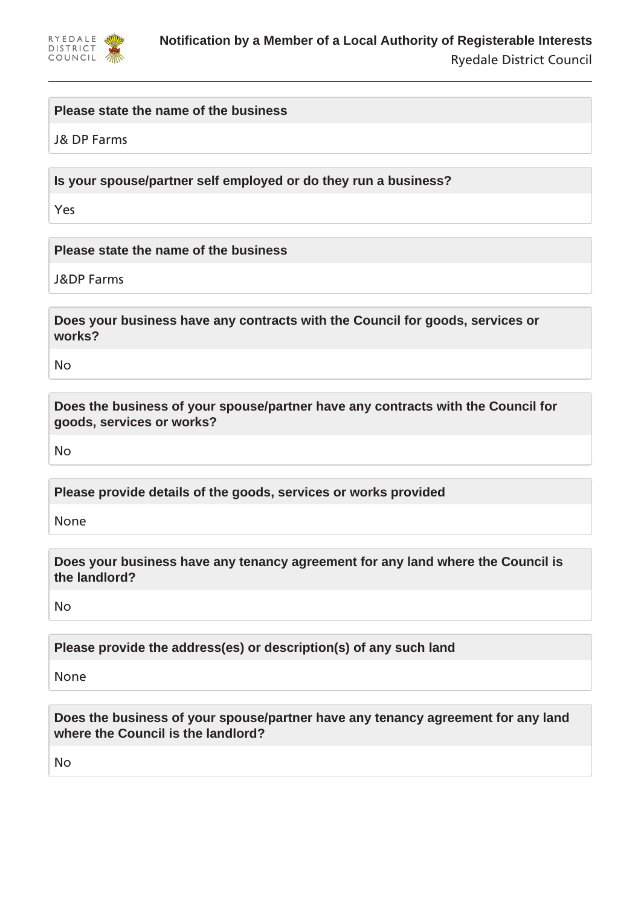**Please state the name of the business**

J& DP Farms

**Is your spouse/partner self employed or do they run a business?**

Yes

**Please state the name of the business**

J&DP Farms

**Does your business have any contracts with the Council for goods, services or works?**

No

**Does the business of your spouse/partner have any contracts with the Council for goods, services or works?**

No

**Please provide details of the goods, services or works provided**

None

**Does your business have any tenancy agreement for any land where the Council is the landlord?**

No

**Please provide the address(es) or description(s) of any such land**

None

**Does the business of your spouse/partner have any tenancy agreement for any land where the Council is the landlord?**

No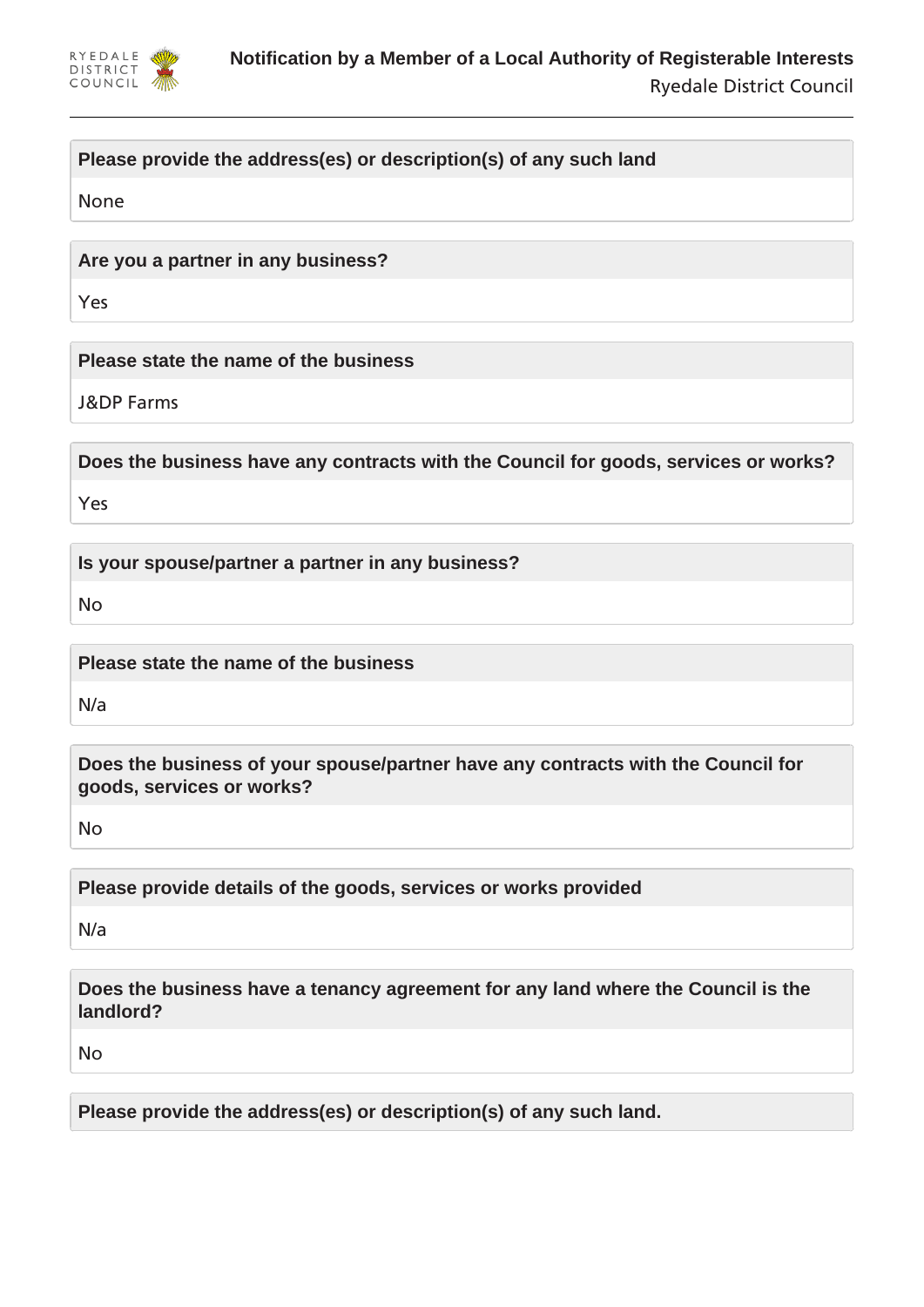**Please provide the address(es) or description(s) of any such land**

None

**Are you a partner in any business?**

Yes

**Please state the name of the business**

J&DP Farms

**Does the business have any contracts with the Council for goods, services or works?**

Yes

**Is your spouse/partner a partner in any business?**

No

**Please state the name of the business**

N/a

**Does the business of your spouse/partner have any contracts with the Council for goods, services or works?**

No

**Please provide details of the goods, services or works provided**

N/a

**Does the business have a tenancy agreement for any land where the Council is the landlord?**

No

**Please provide the address(es) or description(s) of any such land.**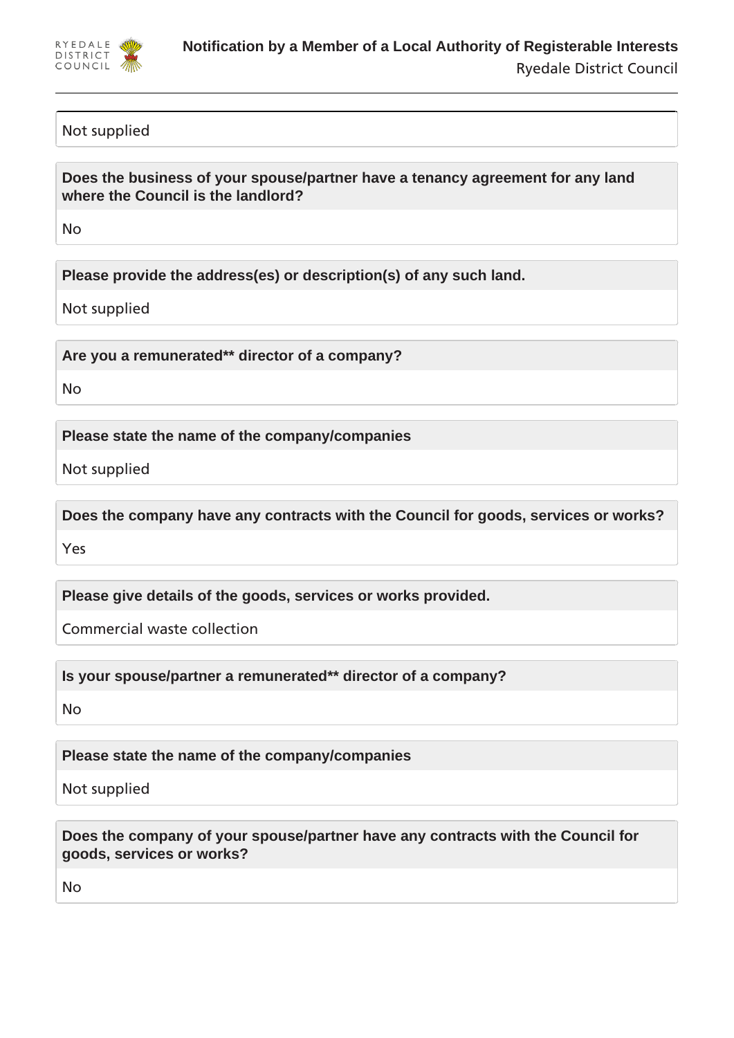Not supplied

**Does the business of your spouse/partner have a tenancy agreement for any land where the Council is the landlord?**

No

**Please provide the address(es) or description(s) of any such land.**

Not supplied

**Are you a remunerated** director of a company?**

No

**Please state the name of the company/companies**

Not supplied

**Does the company have any contracts with the Council for goods, services or works?**

Yes

**Please give details of the goods, services or works provided.**

Commercial waste collection

**Is your spouse/partner a remunerated** director of a company?**

No

**Please state the name of the company/companies**

Not supplied

**Does the company of your spouse/partner have any contracts with the Council for goods, services or works?**

No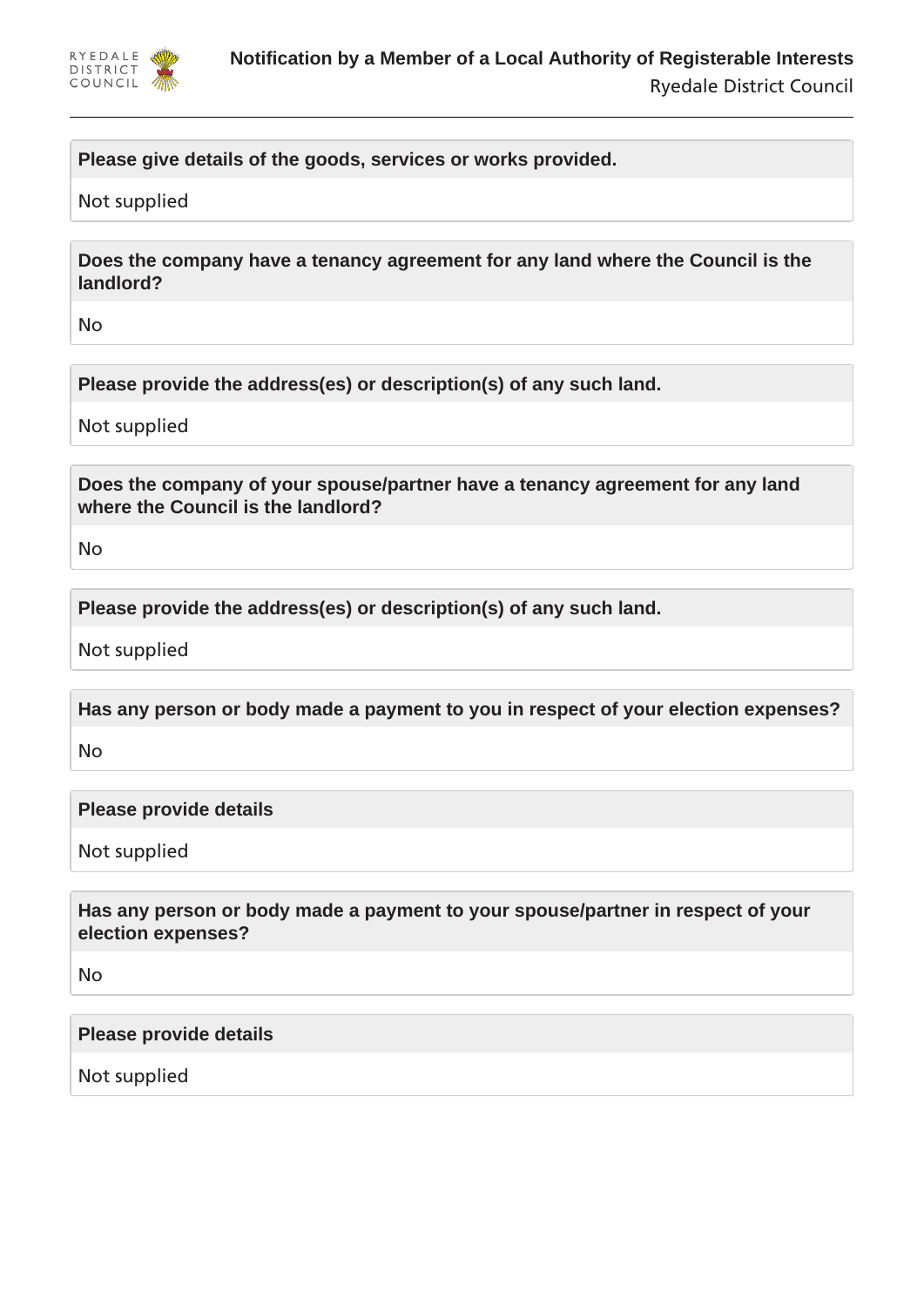**Please give details of the goods, services or works provided.**

Not supplied

**Does the company have a tenancy agreement for any land where the Council is the landlord?**

No

**Please provide the address(es) or description(s) of any such land.**

Not supplied

**Does the company of your spouse/partner have a tenancy agreement for any land where the Council is the landlord?**

No

**Please provide the address(es) or description(s) of any such land.**

Not supplied

**Has any person or body made a payment to you in respect of your election expenses?**

No

**Please provide details**

Not supplied

**Has any person or body made a payment to your spouse/partner in respect of your election expenses?**

No

**Please provide details**

Not supplied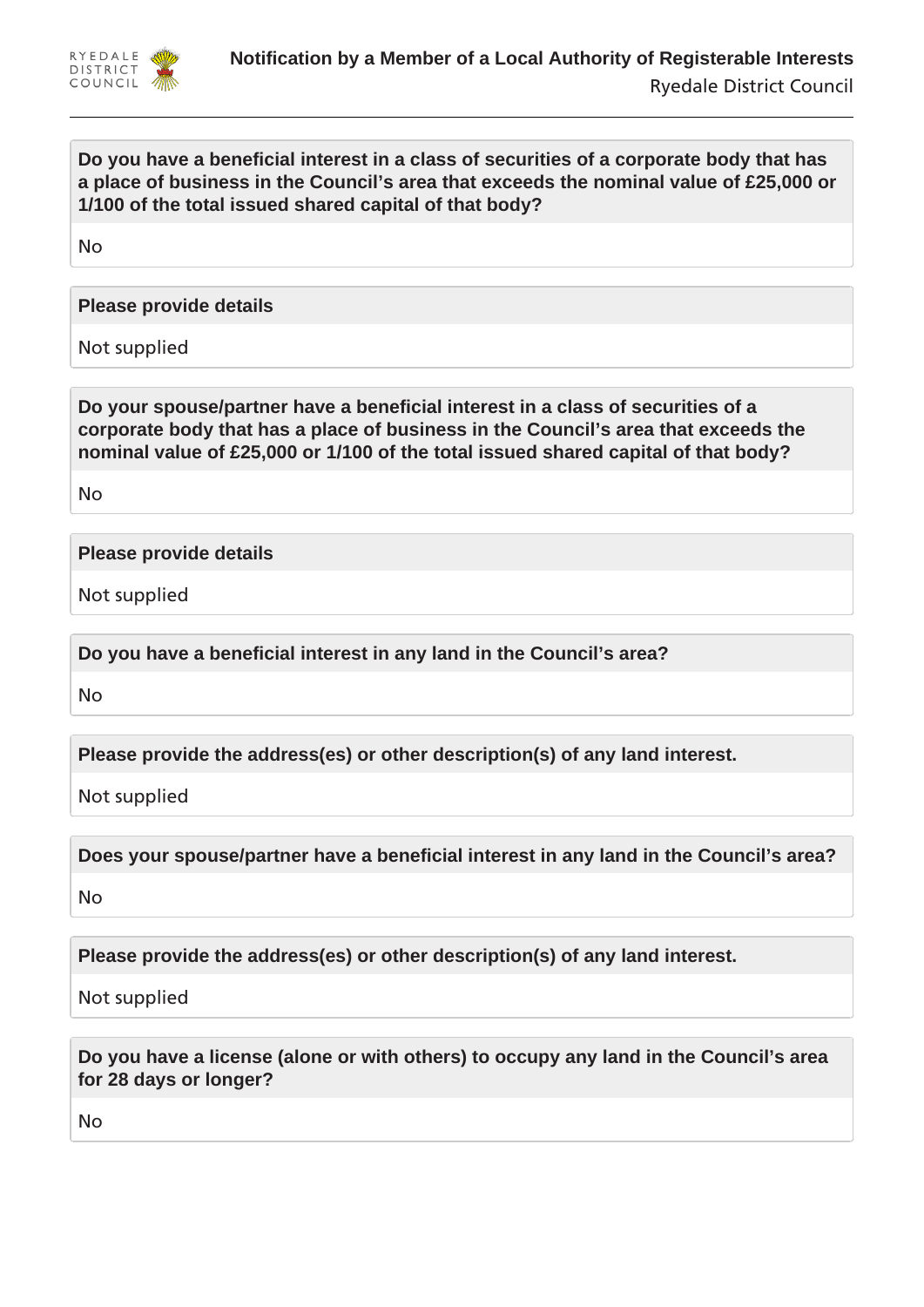**Do you have a beneficial interest in a class of securities of a corporate body that has a place of business in the Council's area that exceeds the nominal value of £25,000 or 1/100 of the total issued shared capital of that body?**

No

**Please provide details**

Not supplied

**Do your spouse/partner have a beneficial interest in a class of securities of a corporate body that has a place of business in the Council's area that exceeds the nominal value of £25,000 or 1/100 of the total issued shared capital of that body?**

No

**Please provide details**

Not supplied

**Do you have a beneficial interest in any land in the Council's area?**

No

**Please provide the address(es) or other description(s) of any land interest.**

Not supplied

**Does your spouse/partner have a beneficial interest in any land in the Council's area?**

No

**Please provide the address(es) or other description(s) of any land interest.**

Not supplied

**Do you have a license (alone or with others) to occupy any land in the Council's area for 28 days or longer?**

No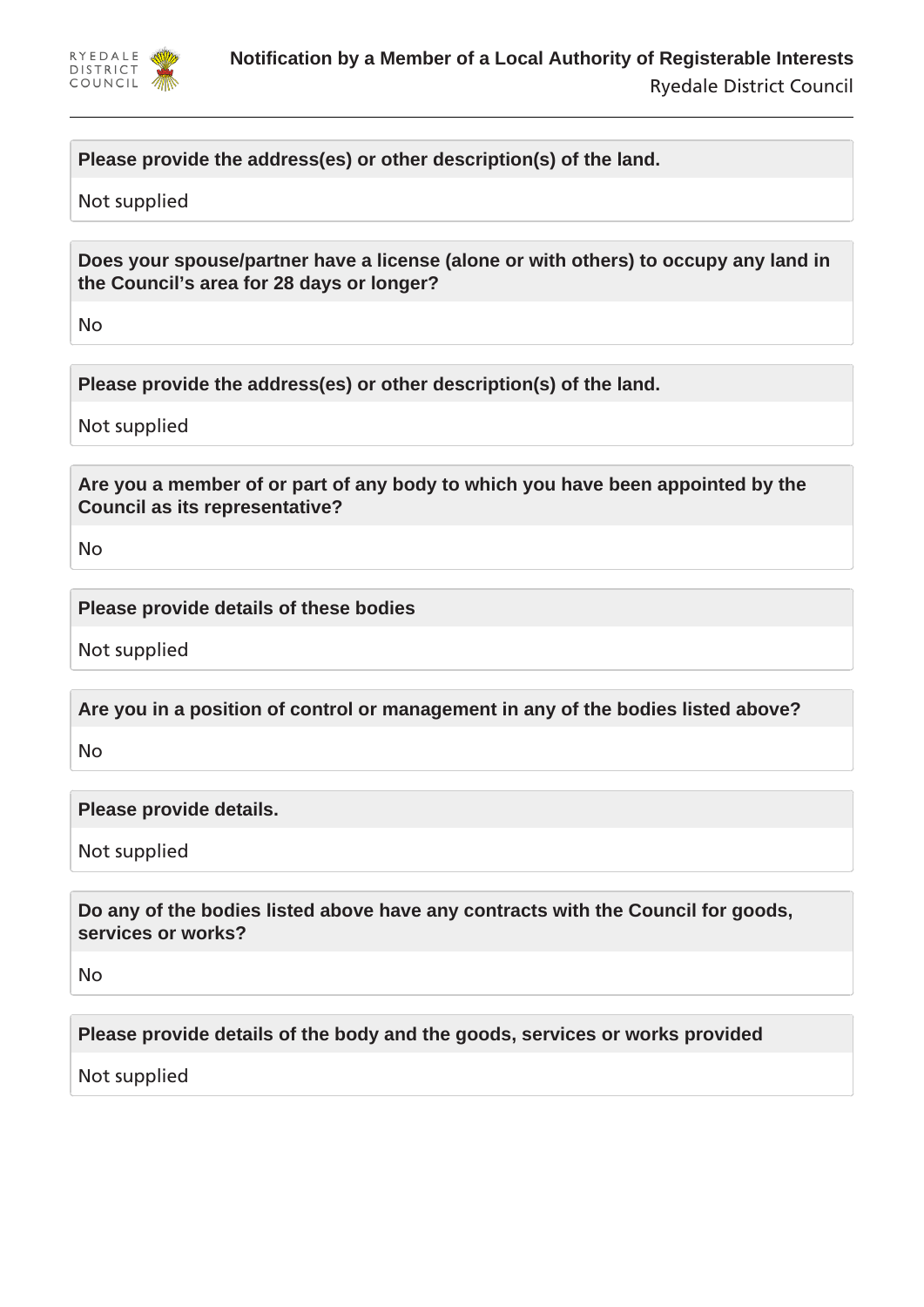**Please provide the address(es) or other description(s) of the land.**

Not supplied

**Does your spouse/partner have a license (alone or with others) to occupy any land in the Council's area for 28 days or longer?**

No

**Please provide the address(es) or other description(s) of the land.**

Not supplied

**Are you a member of or part of any body to which you have been appointed by the Council as its representative?**

No

**Please provide details of these bodies**

Not supplied

**Are you in a position of control or management in any of the bodies listed above?**

No

**Please provide details.**

Not supplied

**Do any of the bodies listed above have any contracts with the Council for goods, services or works?**

No

**Please provide details of the body and the goods, services or works provided**

Not supplied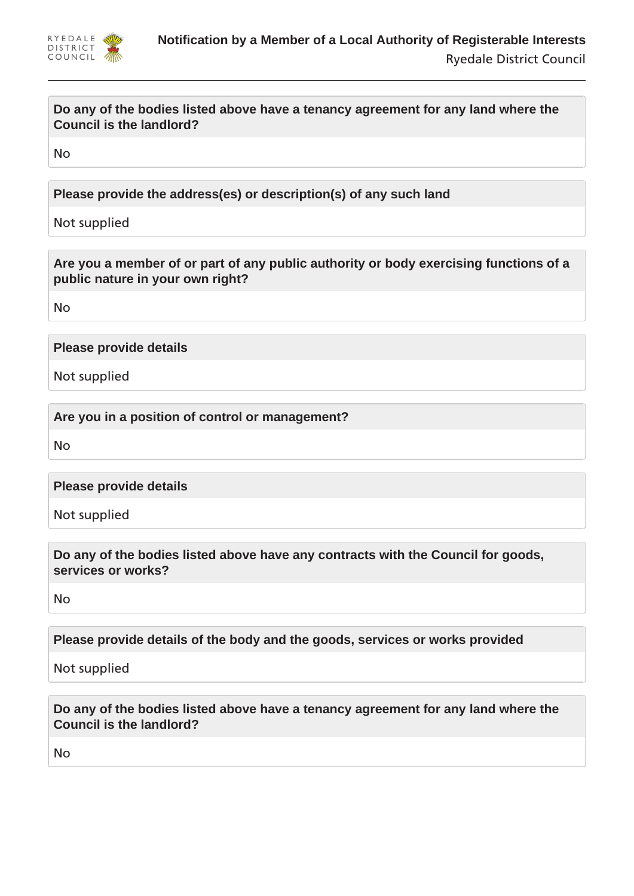**Do any of the bodies listed above have a tenancy agreement for any land where the Council is the landlord?**

No

**Please provide the address(es) or description(s) of any such land**

Not supplied

**Are you a member of or part of any public authority or body exercising functions of a public nature in your own right?**

No

**Please provide details**

Not supplied

**Are you in a position of control or management?**

No

**Please provide details**

Not supplied

**Do any of the bodies listed above have any contracts with the Council for goods, services or works?**

No

**Please provide details of the body and the goods, services or works provided**

Not supplied

**Do any of the bodies listed above have a tenancy agreement for any land where the Council is the landlord?**

No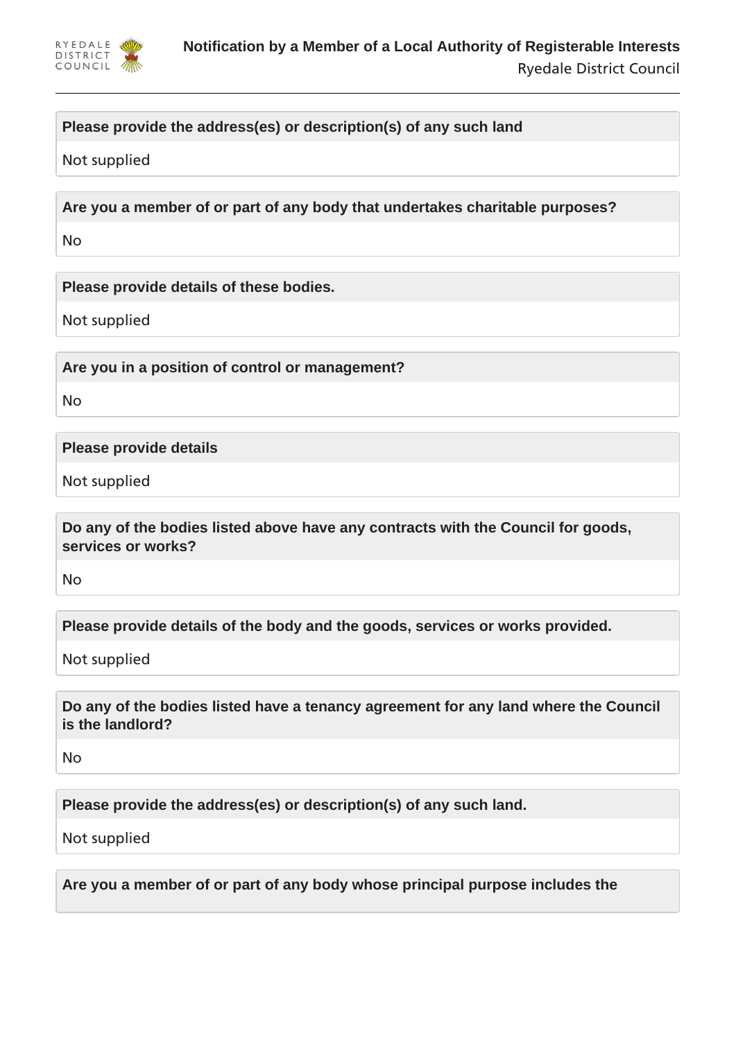**Please provide the address(es) or description(s) of any such land**

Not supplied

**Are you a member of or part of any body that undertakes charitable purposes?**

No

**Please provide details of these bodies.**

Not supplied

**Are you in a position of control or management?**

No

**Please provide details**

Not supplied

**Do any of the bodies listed above have any contracts with the Council for goods, services or works?**

No

**Please provide details of the body and the goods, services or works provided.**

Not supplied

**Do any of the bodies listed have a tenancy agreement for any land where the Council is the landlord?**

No

**Please provide the address(es) or description(s) of any such land.**

Not supplied

**Are you a member of or part of any body whose principal purpose includes the**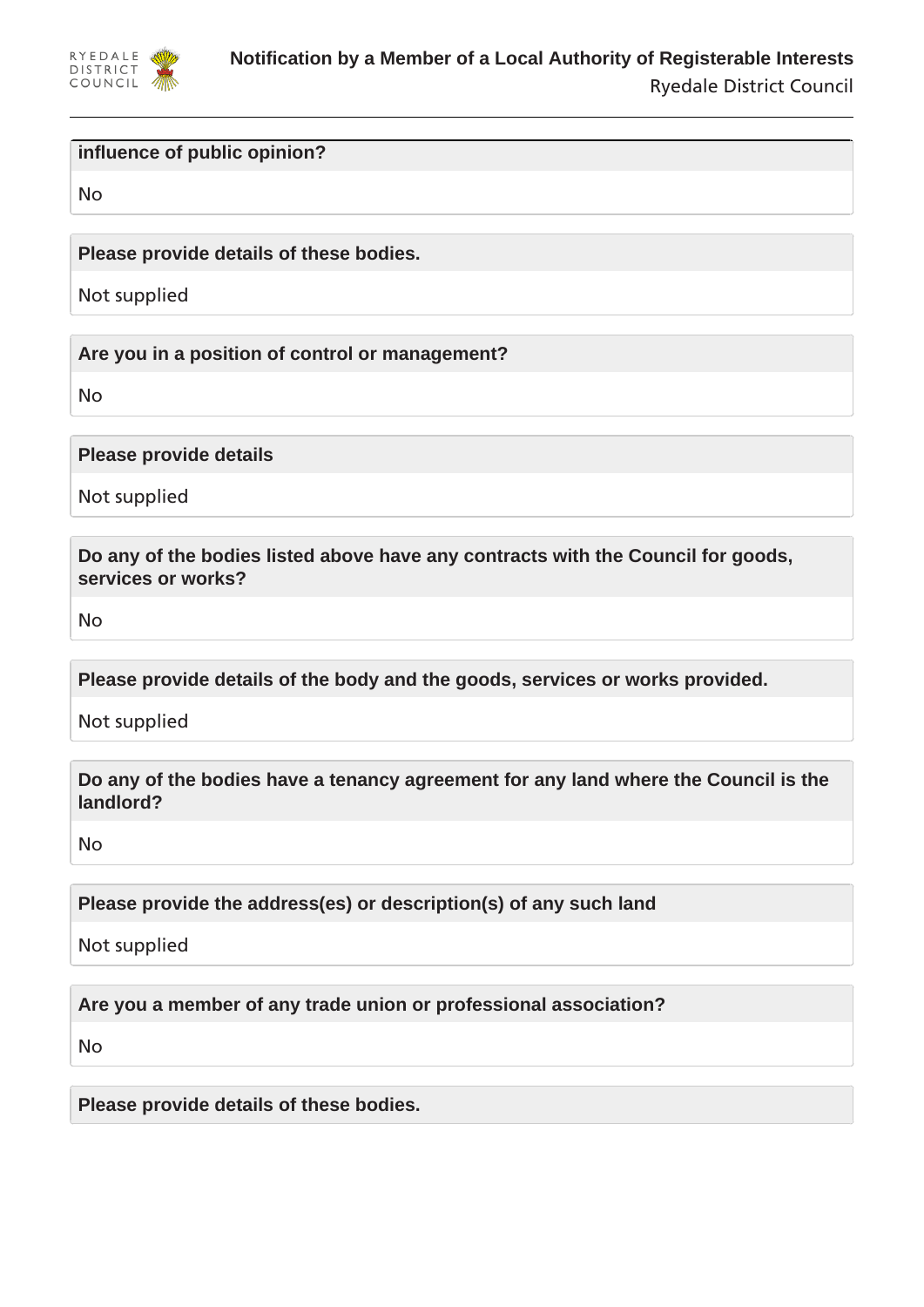**influence of public opinion?**

No

**Please provide details of these bodies.**

Not supplied

**Are you in a position of control or management?**

No

**Please provide details**

Not supplied

**Do any of the bodies listed above have any contracts with the Council for goods, services or works?**

No

**Please provide details of the body and the goods, services or works provided.**

Not supplied

**Do any of the bodies have a tenancy agreement for any land where the Council is the landlord?**

No

**Please provide the address(es) or description(s) of any such land**

Not supplied

**Are you a member of any trade union or professional association?**

No

**Please provide details of these bodies.**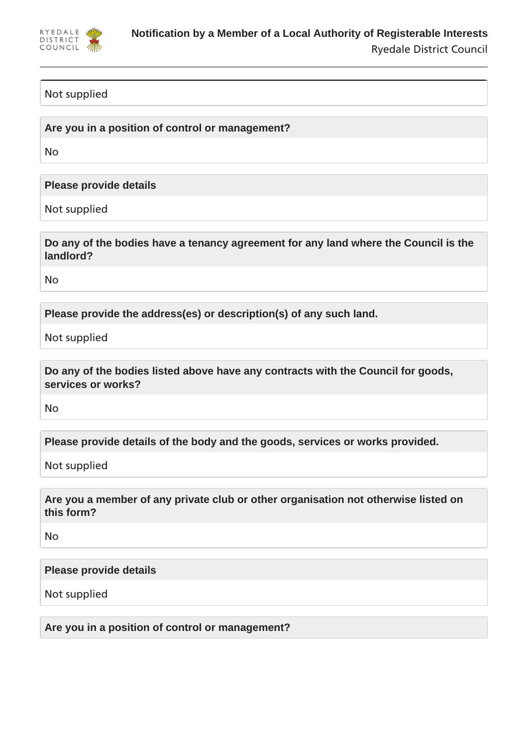Not supplied

**Are you in a position of control or management?**

No

**Please provide details**

Not supplied

**Do any of the bodies have a tenancy agreement for any land where the Council is the landlord?**

No

**Please provide the address(es) or description(s) of any such land.**

Not supplied

**Do any of the bodies listed above have any contracts with the Council for goods, services or works?**

No

**Please provide details of the body and the goods, services or works provided.**

Not supplied

**Are you a member of any private club or other organisation not otherwise listed on this form?**

No

**Please provide details**

Not supplied

**Are you in a position of control or management?**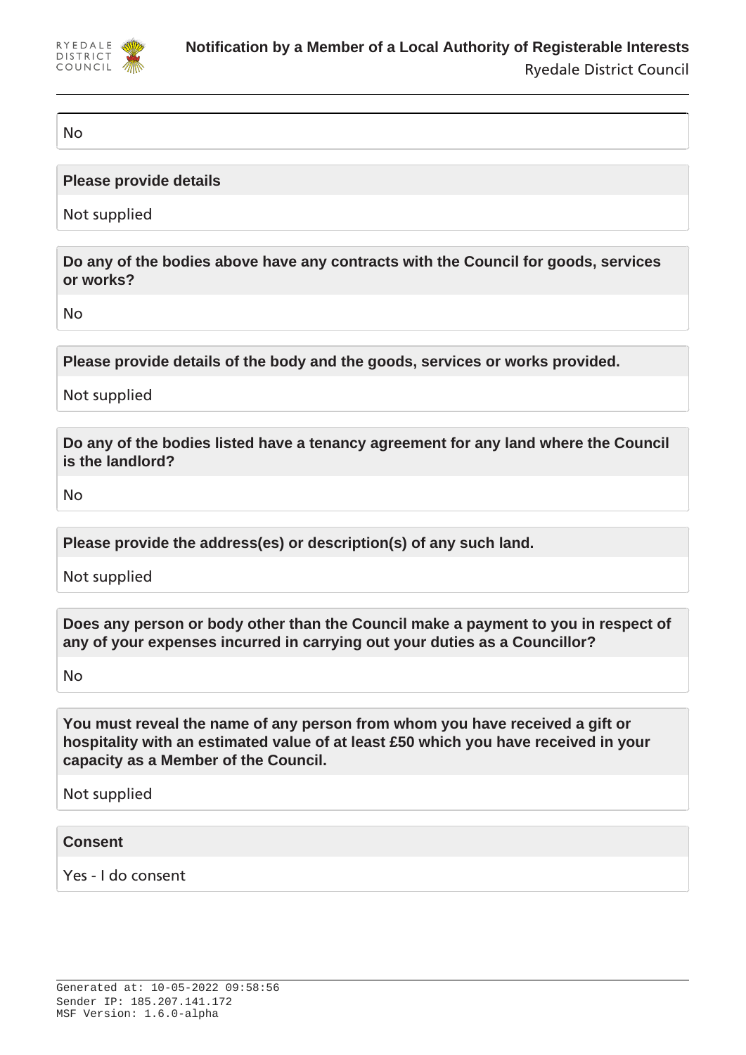No

**Please provide details**

Not supplied

**Do any of the bodies above have any contracts with the Council for goods, services or works?**

No

**Please provide details of the body and the goods, services or works provided.**

Not supplied

**Do any of the bodies listed have a tenancy agreement for any land where the Council is the landlord?**

No

**Please provide the address(es) or description(s) of any such land.**

Not supplied

**Does any person or body other than the Council make a payment to you in respect of any of your expenses incurred in carrying out your duties as a Councillor?**

No

**You must reveal the name of any person from whom you have received a gift or hospitality with an estimated value of at least £50 which you have received in your capacity as a Member of the Council.**

Not supplied

**Consent**

Yes - I do consent

```
Generated at: 10-05-2022 09:58:56
Sender IP: 185.207.141.172
MSF Version: 1.6.0-alpha
```